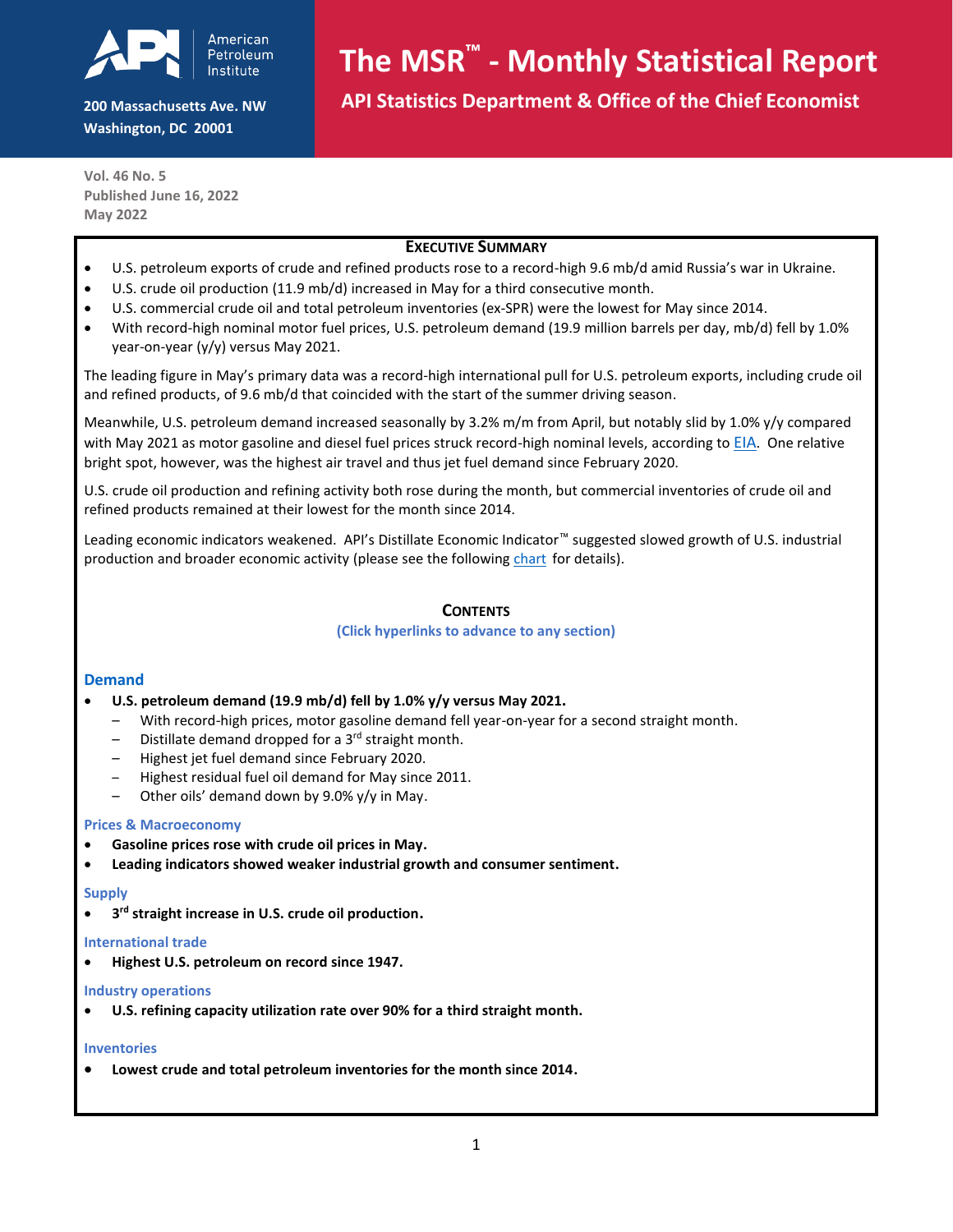American Petroleum Institute

200 Massachusetts Ave. NW
Washington, DC 20001

# The MSR™ - Monthly Statistical Report

**API Statistics Department & Office of the Chief Economist**

Vol. 46 No. 5
Published June 16, 2022
May 2022

## Executive Summary

- U.S. petroleum exports of crude and refined products rose to a record-high 9.6 mb/d amid Russia's war in Ukraine.
- U.S. crude oil production (11.9 mb/d) increased in May for a third consecutive month.
- U.S. commercial crude oil and total petroleum inventories (ex-SPR) were the lowest for May since 2014.
- With record-high nominal motor fuel prices, U.S. petroleum demand (19.9 million barrels per day, mb/d) fell by 1.0% year-on-year (y/y) versus May 2021.

The leading figure in May's primary data was a record-high international pull for U.S. petroleum exports, including crude oil and refined products, of 9.6 mb/d that coincided with the start of the summer driving season.

Meanwhile, U.S. petroleum demand increased seasonally by 3.2% m/m from April, but notably slid by 1.0% y/y compared with May 2021 as motor gasoline and diesel fuel prices struck record-high nominal levels, according to EIA. One relative bright spot, however, was the highest air travel and thus jet fuel demand since February 2020.

U.S. crude oil production and refining activity both rose during the month, but commercial inventories of crude oil and refined products remained at their lowest for the month since 2014.

Leading economic indicators weakened. API's Distillate Economic Indicator™ suggested slowed growth of U.S. industrial production and broader economic activity (please see the following chart for details).

## Contents

(Click hyperlinks to advance to any section)

### Demand

- **U.S. petroleum demand (19.9 mb/d) fell by 1.0% y/y versus May 2021.**
  - With record-high prices, motor gasoline demand fell year-on-year for a second straight month.
  - Distillate demand dropped for a 3rd straight month.
  - Highest jet fuel demand since February 2020.
  - Highest residual fuel oil demand for May since 2011.
  - Other oils' demand down by 9.0% y/y in May.

### Prices & Macroeconomy

- **Gasoline prices rose with crude oil prices in May.**
- **Leading indicators showed weaker industrial growth and consumer sentiment.**

### Supply

- **3rd straight increase in U.S. crude oil production.**

### International trade

- **Highest U.S. petroleum on record since 1947.**

### Industry operations

- **U.S. refining capacity utilization rate over 90% for a third straight month.**

### Inventories

- **Lowest crude and total petroleum inventories for the month since 2014.**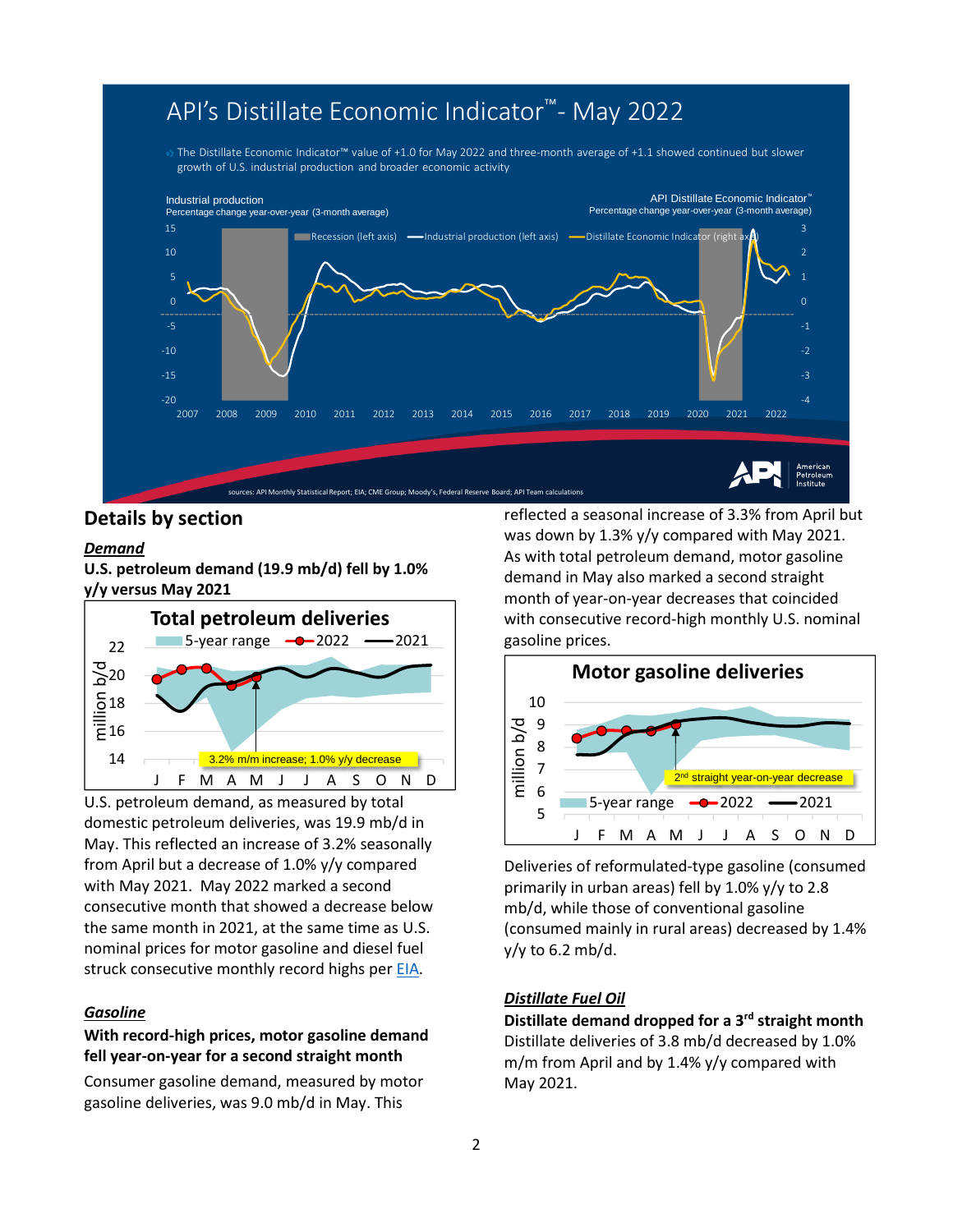# API's Distillate Economic Indicator™ - May 2022

The Distillate Economic Indicator™ value of +1.0 for May 2022 and three-month average of +1.1 showed continued but slower growth of U.S. industrial production and broader economic activity

sources: API Monthly Statistical Report; EIA; CME Group; Moody's, Federal Reserve Board; API Team calculations

## Details by section

### *Demand*

**U.S. petroleum demand (19.9 mb/d) fell by 1.0% y/y versus May 2021**

U.S. petroleum demand, as measured by total domestic petroleum deliveries, was 19.9 mb/d in May. This reflected an increase of 3.2% seasonally from April but a decrease of 1.0% y/y compared with May 2021. May 2022 marked a second consecutive month that showed a decrease below the same month in 2021, at the same time as U.S. nominal prices for motor gasoline and diesel fuel struck consecutive monthly record highs per EIA.

### *Gasoline*

**With record-high prices, motor gasoline demand fell year-on-year for a second straight month**

Consumer gasoline demand, measured by motor gasoline deliveries, was 9.0 mb/d in May. This reflected a seasonal increase of 3.3% from April but was down by 1.3% y/y compared with May 2021. As with total petroleum demand, motor gasoline demand in May also marked a second straight month of year-on-year decreases that coincided with consecutive record-high monthly U.S. nominal gasoline prices.

Deliveries of reformulated-type gasoline (consumed primarily in urban areas) fell by 1.0% y/y to 2.8 mb/d, while those of conventional gasoline (consumed mainly in rural areas) decreased by 1.4% y/y to 6.2 mb/d.

### *Distillate Fuel Oil*

**Distillate demand dropped for a 3rd straight month**

Distillate deliveries of 3.8 mb/d decreased by 1.0% m/m from April and by 1.4% y/y compared with May 2021.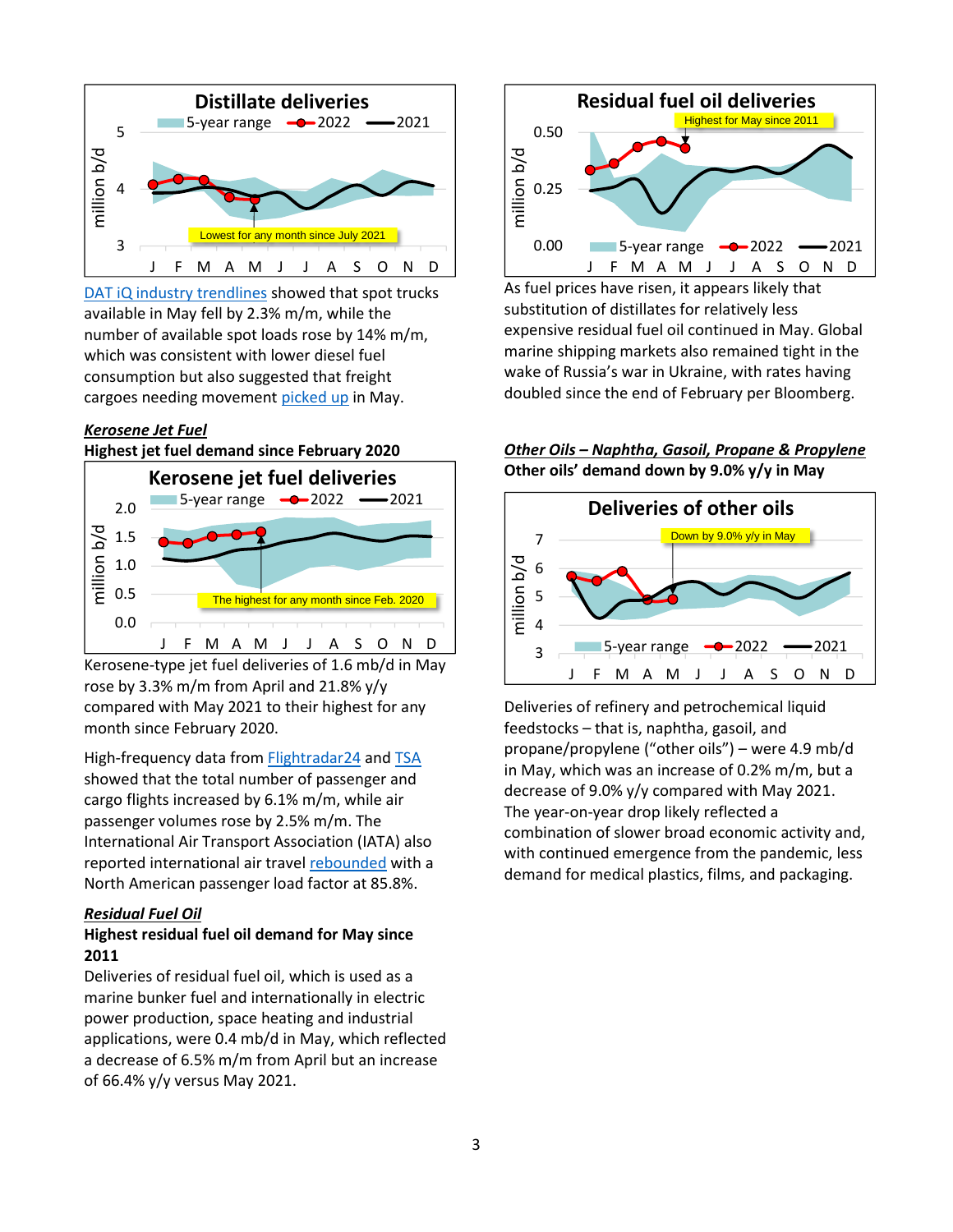Distillate deliveries

DAT iQ industry trendlines showed that spot trucks available in May fell by 2.3% m/m, while the number of available spot loads rose by 14% m/m, which was consistent with lower diesel fuel consumption but also suggested that freight cargoes needing movement picked up in May.

***Kerosene Jet Fuel***

**Highest jet fuel demand since February 2020**

Kerosene jet fuel deliveries

Kerosene-type jet fuel deliveries of 1.6 mb/d in May rose by 3.3% m/m from April and 21.8% y/y compared with May 2021 to their highest for any month since February 2020.

High-frequency data from Flightradar24 and TSA showed that the total number of passenger and cargo flights increased by 6.1% m/m, while air passenger volumes rose by 2.5% m/m. The International Air Transport Association (IATA) also reported international air travel rebounded with a North American passenger load factor at 85.8%.

***Residual Fuel Oil***

**Highest residual fuel oil demand for May since 2011**

Deliveries of residual fuel oil, which is used as a marine bunker fuel and internationally in electric power production, space heating and industrial applications, were 0.4 mb/d in May, which reflected a decrease of 6.5% m/m from April but an increase of 66.4% y/y versus May 2021.

Residual fuel oil deliveries

As fuel prices have risen, it appears likely that substitution of distillates for relatively less expensive residual fuel oil continued in May. Global marine shipping markets also remained tight in the wake of Russia's war in Ukraine, with rates having doubled since the end of February per Bloomberg.

***Other Oils – Naphtha, Gasoil, Propane & Propylene***

**Other oils' demand down by 9.0% y/y in May**

Deliveries of other oils

Deliveries of refinery and petrochemical liquid feedstocks – that is, naphtha, gasoil, and propane/propylene ("other oils") – were 4.9 mb/d in May, which was an increase of 0.2% m/m, but a decrease of 9.0% y/y compared with May 2021. The year-on-year drop likely reflected a combination of slower broad economic activity and, with continued emergence from the pandemic, less demand for medical plastics, films, and packaging.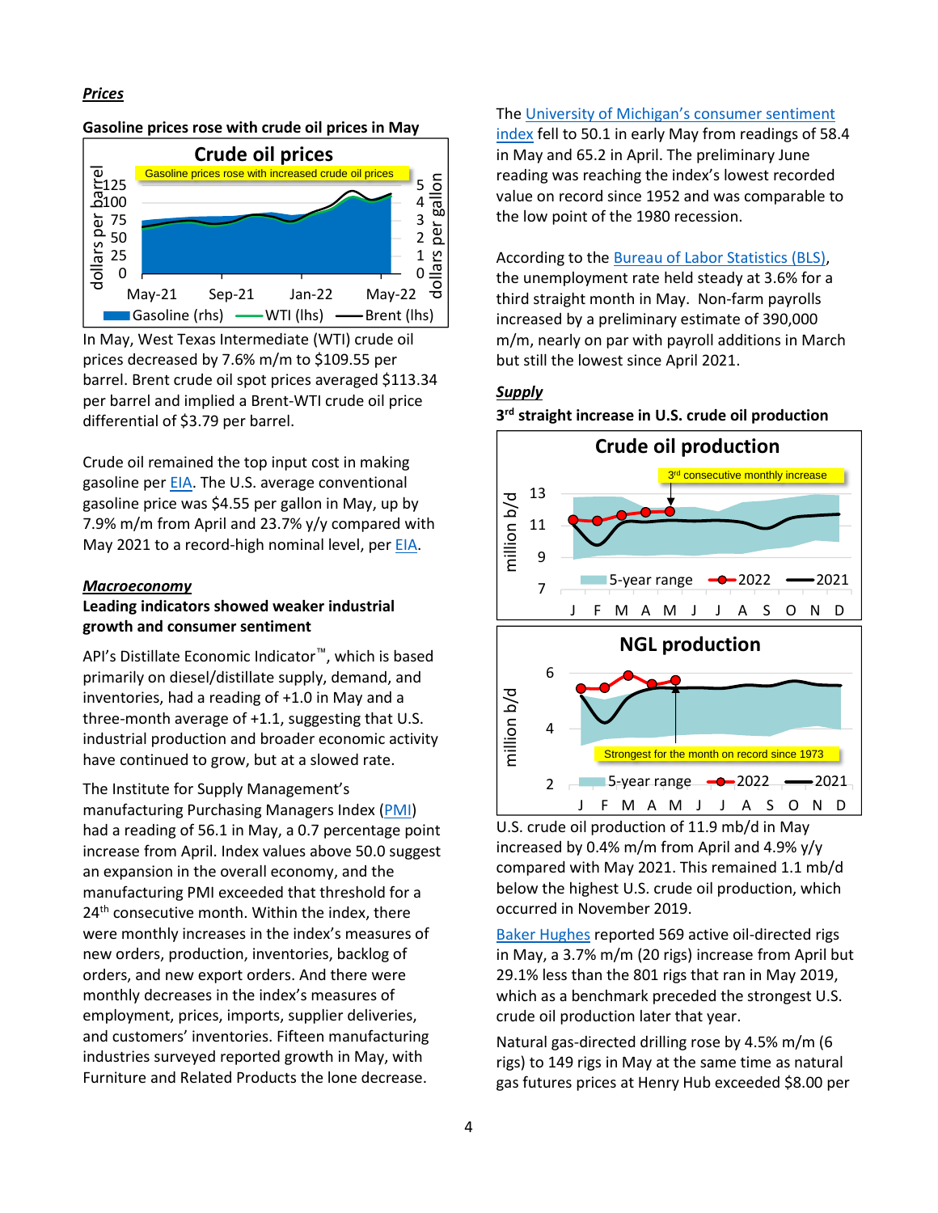***Prices***

**Gasoline prices rose with crude oil prices in May**

In May, West Texas Intermediate (WTI) crude oil prices decreased by 7.6% m/m to $109.55 per barrel. Brent crude oil spot prices averaged $113.34 per barrel and implied a Brent-WTI crude oil price differential of $3.79 per barrel.

Crude oil remained the top input cost in making gasoline per EIA. The U.S. average conventional gasoline price was $4.55 per gallon in May, up by 7.9% m/m from April and 23.7% y/y compared with May 2021 to a record-high nominal level, per EIA.

***Macroeconomy***

**Leading indicators showed weaker industrial growth and consumer sentiment**

API's Distillate Economic Indicator™, which is based primarily on diesel/distillate supply, demand, and inventories, had a reading of +1.0 in May and a three-month average of +1.1, suggesting that U.S. industrial production and broader economic activity have continued to grow, but at a slowed rate.

The Institute for Supply Management's manufacturing Purchasing Managers Index (PMI) had a reading of 56.1 in May, a 0.7 percentage point increase from April. Index values above 50.0 suggest an expansion in the overall economy, and the manufacturing PMI exceeded that threshold for a 24th consecutive month. Within the index, there were monthly increases in the index's measures of new orders, production, inventories, backlog of orders, and new export orders. And there were monthly decreases in the index's measures of employment, prices, imports, supplier deliveries, and customers' inventories. Fifteen manufacturing industries surveyed reported growth in May, with Furniture and Related Products the lone decrease.

The University of Michigan's consumer sentiment index fell to 50.1 in early May from readings of 58.4 in May and 65.2 in April. The preliminary June reading was reaching the index's lowest recorded value on record since 1952 and was comparable to the low point of the 1980 recession.

According to the Bureau of Labor Statistics (BLS), the unemployment rate held steady at 3.6% for a third straight month in May. Non-farm payrolls increased by a preliminary estimate of 390,000 m/m, nearly on par with payroll additions in March but still the lowest since April 2021.

***Supply***

**3rd straight increase in U.S. crude oil production**

U.S. crude oil production of 11.9 mb/d in May increased by 0.4% m/m from April and 4.9% y/y compared with May 2021. This remained 1.1 mb/d below the highest U.S. crude oil production, which occurred in November 2019.

Baker Hughes reported 569 active oil-directed rigs in May, a 3.7% m/m (20 rigs) increase from April but 29.1% less than the 801 rigs that ran in May 2019, which as a benchmark preceded the strongest U.S. crude oil production later that year.

Natural gas-directed drilling rose by 4.5% m/m (6 rigs) to 149 rigs in May at the same time as natural gas futures prices at Henry Hub exceeded $8.00 per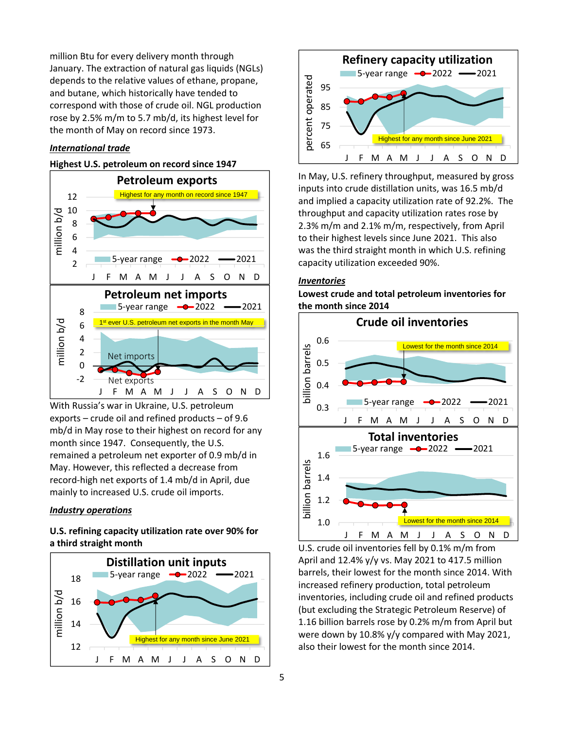million Btu for every delivery month through January. The extraction of natural gas liquids (NGLs) depends to the relative values of ethane, propane, and butane, which historically have tended to correspond with those of crude oil. NGL production rose by 2.5% m/m to 5.7 mb/d, its highest level for the month of May on record since 1973.

***International trade***

**Highest U.S. petroleum on record since 1947**

With Russia's war in Ukraine, U.S. petroleum exports – crude oil and refined products – of 9.6 mb/d in May rose to their highest on record for any month since 1947. Consequently, the U.S. remained a petroleum net exporter of 0.9 mb/d in May. However, this reflected a decrease from record-high net exports of 1.4 mb/d in April, due mainly to increased U.S. crude oil imports.

***Industry operations***

**U.S. refining capacity utilization rate over 90% for a third straight month**

In May, U.S. refinery throughput, measured by gross inputs into crude distillation units, was 16.5 mb/d and implied a capacity utilization rate of 92.2%. The throughput and capacity utilization rates rose by 2.3% m/m and 2.1% m/m, respectively, from April to their highest levels since June 2021. This also was the third straight month in which U.S. refining capacity utilization exceeded 90%.

***Inventories***

**Lowest crude and total petroleum inventories for the month since 2014**

U.S. crude oil inventories fell by 0.1% m/m from April and 12.4% y/y vs. May 2021 to 417.5 million barrels, their lowest for the month since 2014. With increased refinery production, total petroleum inventories, including crude oil and refined products (but excluding the Strategic Petroleum Reserve) of 1.16 billion barrels rose by 0.2% m/m from April but were down by 10.8% y/y compared with May 2021, also their lowest for the month since 2014.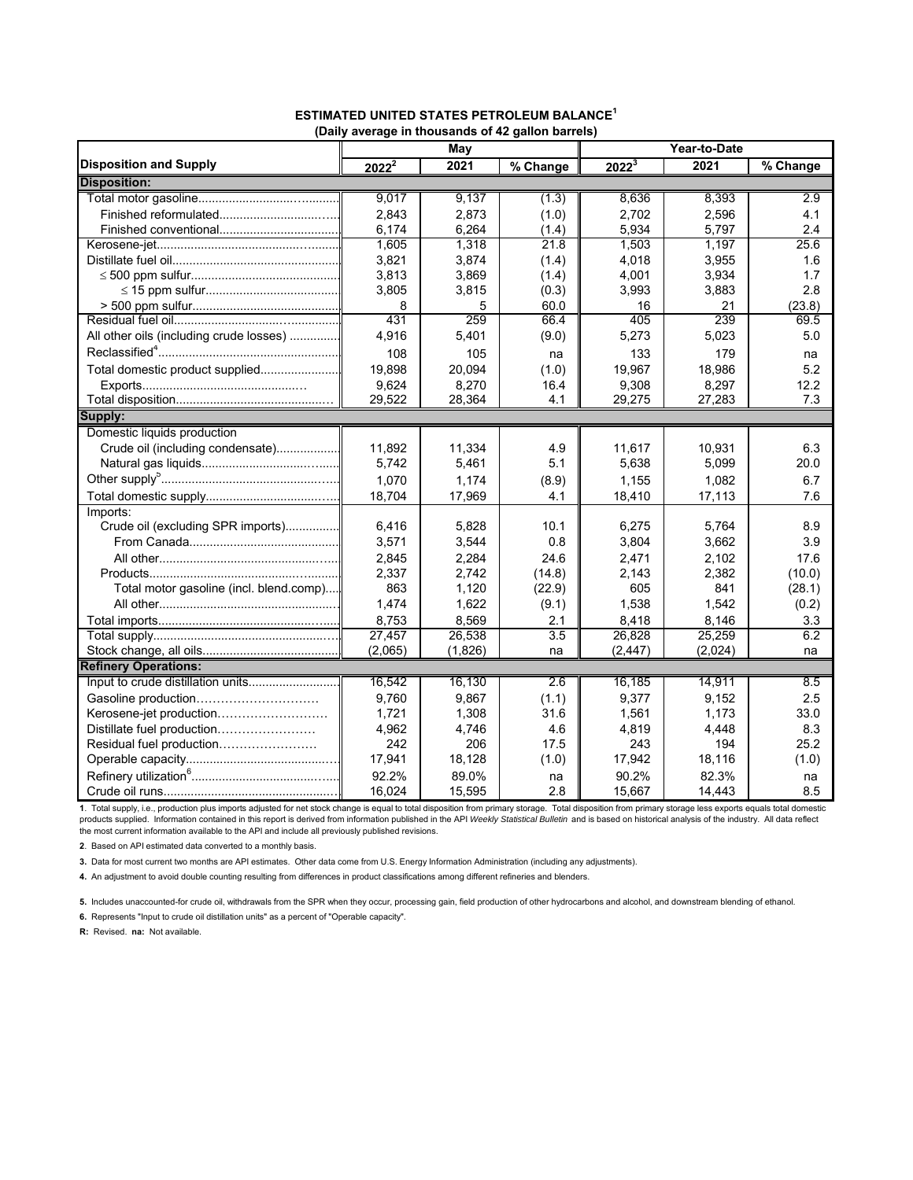## ESTIMATED UNITED STATES PETROLEUM BALANCE[1]

**(Daily average in thousands of 42 gallon barrels)**

| Disposition and Supply | May | | | Year-to-Date | | |
|---|---|---|---|---|---|---|
| | 2022[2] | 2021 | % Change | 2022[3] | 2021 | % Change |
| **Disposition:** | | | | | | |
| Total motor gasoline | 9,017 | 9,137 | (1.3) | 8,636 | 8,393 | 2.9 |
| Finished reformulated | 2,843 | 2,873 | (1.0) | 2,702 | 2,596 | 4.1 |
| Finished conventional | 6,174 | 6,264 | (1.4) | 5,934 | 5,797 | 2.4 |
| Kerosene-jet | 1,605 | 1,318 | 21.8 | 1,503 | 1,197 | 25.6 |
| Distillate fuel oil | 3,821 | 3,874 | (1.4) | 4,018 | 3,955 | 1.6 |
| ≤ 500 ppm sulfur | 3,813 | 3,869 | (1.4) | 4,001 | 3,934 | 1.7 |
| ≤ 15 ppm sulfur | 3,805 | 3,815 | (0.3) | 3,993 | 3,883 | 2.8 |
| > 500 ppm sulfur | 8 | 5 | 60.0 | 16 | 21 | (23.8) |
| Residual fuel oil | 431 | 259 | 66.4 | 405 | 239 | 69.5 |
| All other oils (including crude losses) | 4,916 | 5,401 | (9.0) | 5,273 | 5,023 | 5.0 |
| Reclassified[4] | 108 | 105 | na | 133 | 179 | na |
| Total domestic product supplied | 19,898 | 20,094 | (1.0) | 19,967 | 18,986 | 5.2 |
| Exports | 9,624 | 8,270 | 16.4 | 9,308 | 8,297 | 12.2 |
| Total disposition | 29,522 | 28,364 | 4.1 | 29,275 | 27,283 | 7.3 |
| **Supply:** | | | | | | |
| Domestic liquids production | | | | | | |
| Crude oil (including condensate) | 11,892 | 11,334 | 4.9 | 11,617 | 10,931 | 6.3 |
| Natural gas liquids | 5,742 | 5,461 | 5.1 | 5,638 | 5,099 | 20.0 |
| Other supply[5] | 1,070 | 1,174 | (8.9) | 1,155 | 1,082 | 6.7 |
| Total domestic supply | 18,704 | 17,969 | 4.1 | 18,410 | 17,113 | 7.6 |
| Imports: | | | | | | |
| Crude oil (excluding SPR imports) | 6,416 | 5,828 | 10.1 | 6,275 | 5,764 | 8.9 |
| From Canada | 3,571 | 3,544 | 0.8 | 3,804 | 3,662 | 3.9 |
| All other | 2,845 | 2,284 | 24.6 | 2,471 | 2,102 | 17.6 |
| Products | 2,337 | 2,742 | (14.8) | 2,143 | 2,382 | (10.0) |
| Total motor gasoline (incl. blend.comp) | 863 | 1,120 | (22.9) | 605 | 841 | (28.1) |
| All other | 1,474 | 1,622 | (9.1) | 1,538 | 1,542 | (0.2) |
| Total imports | 8,753 | 8,569 | 2.1 | 8,418 | 8,146 | 3.3 |
| Total supply | 27,457 | 26,538 | 3.5 | 26,828 | 25,259 | 6.2 |
| Stock change, all oils | (2,065) | (1,826) | na | (2,447) | (2,024) | na |
| **Refinery Operations:** | | | | | | |
| Input to crude distillation units | 16,542 | 16,130 | 2.6 | 16,185 | 14,911 | 8.5 |
| Gasoline production | 9,760 | 9,867 | (1.1) | 9,377 | 9,152 | 2.5 |
| Kerosene-jet production | 1,721 | 1,308 | 31.6 | 1,561 | 1,173 | 33.0 |
| Distillate fuel production | 4,962 | 4,746 | 4.6 | 4,819 | 4,448 | 8.3 |
| Residual fuel production | 242 | 206 | 17.5 | 243 | 194 | 25.2 |
| Operable capacity | 17,941 | 18,128 | (1.0) | 17,942 | 18,116 | (1.0) |
| Refinery utilization[6] | 92.2% | 89.0% | na | 90.2% | 82.3% | na |
| Crude oil runs | 16,024 | 15,595 | 2.8 | 15,667 | 14,443 | 8.5 |

**1**. Total supply, i.e., production plus imports adjusted for net stock change is equal to total disposition from primary storage. Total disposition from primary storage less exports equals total domestic products supplied. Information contained in this report is derived from information published in the API *Weekly Statistical Bulletin* and is based on historical analysis of the industry. All data reflect the most current information available to the API and include all previously published revisions.

**2**. Based on API estimated data converted to a monthly basis.

**3.** Data for most current two months are API estimates. Other data come from U.S. Energy Information Administration (including any adjustments).

**4.** An adjustment to avoid double counting resulting from differences in product classifications among different refineries and blenders.

**5.** Includes unaccounted-for crude oil, withdrawals from the SPR when they occur, processing gain, field production of other hydrocarbons and alcohol, and downstream blending of ethanol.

**6.** Represents "Input to crude oil distillation units" as a percent of "Operable capacity".

**R:** Revised. **na:** Not available.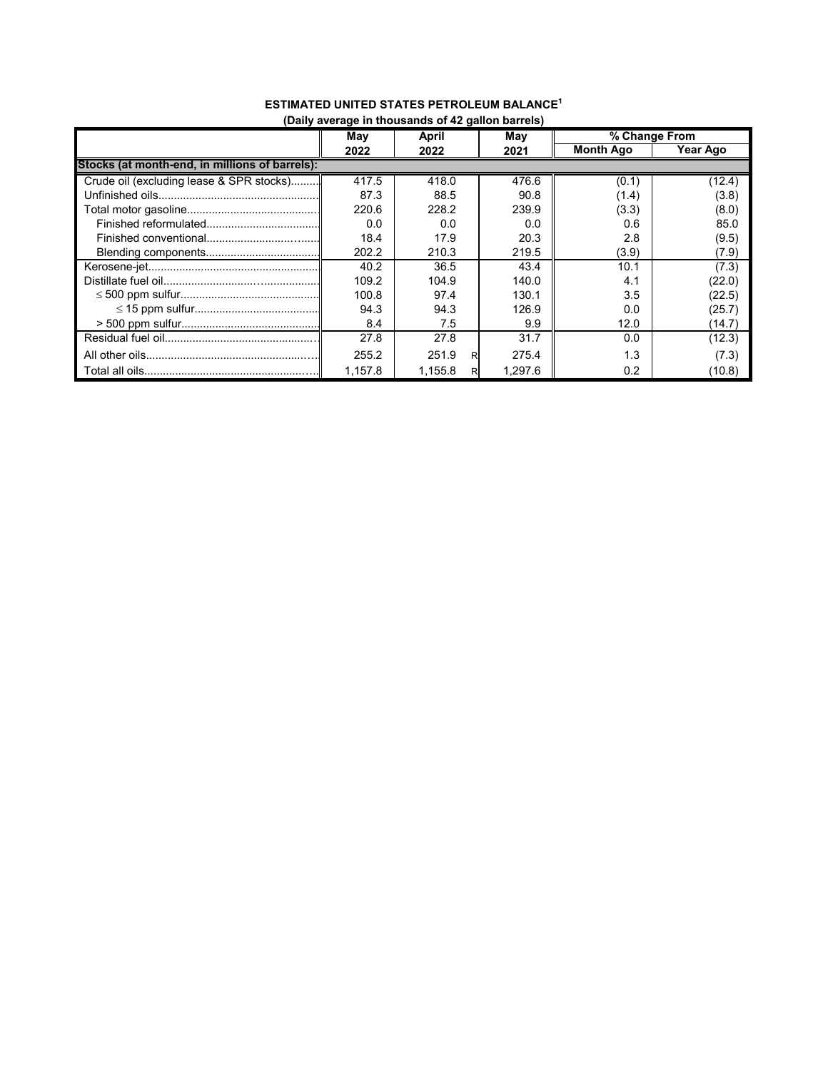**ESTIMATED UNITED STATES PETROLEUM BALANCE[1]**

**(Daily average in thousands of 42 gallon barrels)**

| | May 2022 | April 2022 | | May 2021 | % Change From Month Ago | % Change From Year Ago |
|---|---|---|---|---|---|---|
| **Stocks (at month-end, in millions of barrels):** | | | | | | |
| Crude oil (excluding lease & SPR stocks) | 417.5 | 418.0 | | 476.6 | (0.1) | (12.4) |
| Unfinished oils | 87.3 | 88.5 | | 90.8 | (1.4) | (3.8) |
| Total motor gasoline | 220.6 | 228.2 | | 239.9 | (3.3) | (8.0) |
| Finished reformulated | 0.0 | 0.0 | | 0.0 | 0.6 | 85.0 |
| Finished conventional | 18.4 | 17.9 | | 20.3 | 2.8 | (9.5) |
| Blending components | 202.2 | 210.3 | | 219.5 | (3.9) | (7.9) |
| Kerosene-jet | 40.2 | 36.5 | | 43.4 | 10.1 | (7.3) |
| Distillate fuel oil | 109.2 | 104.9 | | 140.0 | 4.1 | (22.0) |
| ≤ 500 ppm sulfur | 100.8 | 97.4 | | 130.1 | 3.5 | (22.5) |
| ≤ 15 ppm sulfur | 94.3 | 94.3 | | 126.9 | 0.0 | (25.7) |
| > 500 ppm sulfur | 8.4 | 7.5 | | 9.9 | 12.0 | (14.7) |
| Residual fuel oil | 27.8 | 27.8 | | 31.7 | 0.0 | (12.3) |
| All other oils | 255.2 | 251.9 | R | 275.4 | 1.3 | (7.3) |
| Total all oils | 1,157.8 | 1,155.8 | R | 1,297.6 | 0.2 | (10.8) |